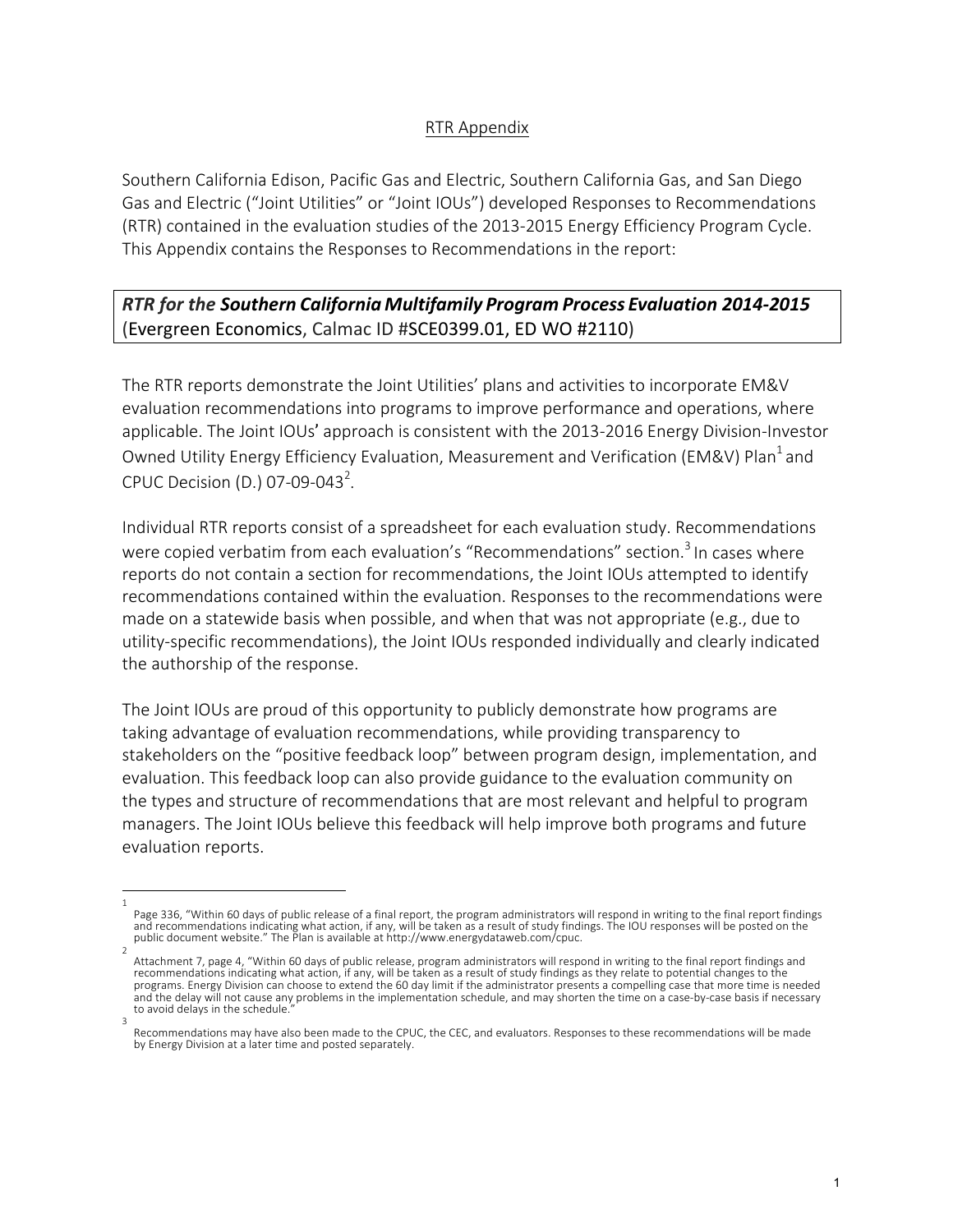<u>RTR Appendix</u>

Southern California Edison, Pacific Gas and Electric, Southern California Gas, and San Diego Gas and Electric ("Joint Utilities" or "Joint IOUs") developed Responses to Recommendations (RTR) contained in the evaluation studies of the 2013-2015 Energy Efficiency Program Cycle. This Appendix contains the Responses to Recommendations in the report:

***RTR for the Southern California Multifamily Program Process Evaluation 2014-2015*** (Evergreen Economics, Calmac ID #SCE0399.01, ED WO #2110)

The RTR reports demonstrate the Joint Utilities' plans and activities to incorporate EM&V evaluation recommendations into programs to improve performance and operations, where applicable. The Joint IOUs' approach is consistent with the 2013-2016 Energy Division-Investor Owned Utility Energy Efficiency Evaluation, Measurement and Verification (EM&V) Plan[1] and CPUC Decision (D.) 07-09-043[2].

Individual RTR reports consist of a spreadsheet for each evaluation study. Recommendations were copied verbatim from each evaluation's "Recommendations" section.[3] In cases where reports do not contain a section for recommendations, the Joint IOUs attempted to identify recommendations contained within the evaluation. Responses to the recommendations were made on a statewide basis when possible, and when that was not appropriate (e.g., due to utility-specific recommendations), the Joint IOUs responded individually and clearly indicated the authorship of the response.

The Joint IOUs are proud of this opportunity to publicly demonstrate how programs are taking advantage of evaluation recommendations, while providing transparency to stakeholders on the "positive feedback loop" between program design, implementation, and evaluation. This feedback loop can also provide guidance to the evaluation community on the types and structure of recommendations that are most relevant and helpful to program managers. The Joint IOUs believe this feedback will help improve both programs and future evaluation reports.

---

[1] Page 336, "Within 60 days of public release of a final report, the program administrators will respond in writing to the final report findings and recommendations indicating what action, if any, will be taken as a result of study findings. The IOU responses will be posted on the public document website." The Plan is available at http://www.energydataweb.com/cpuc.

[2] Attachment 7, page 4, "Within 60 days of public release, program administrators will respond in writing to the final report findings and recommendations indicating what action, if any, will be taken as a result of study findings as they relate to potential changes to the programs. Energy Division can choose to extend the 60 day limit if the administrator presents a compelling case that more time is needed and the delay will not cause any problems in the implementation schedule, and may shorten the time on a case-by-case basis if necessary to avoid delays in the schedule."

[3] Recommendations may have also been made to the CPUC, the CEC, and evaluators. Responses to these recommendations will be made by Energy Division at a later time and posted separately.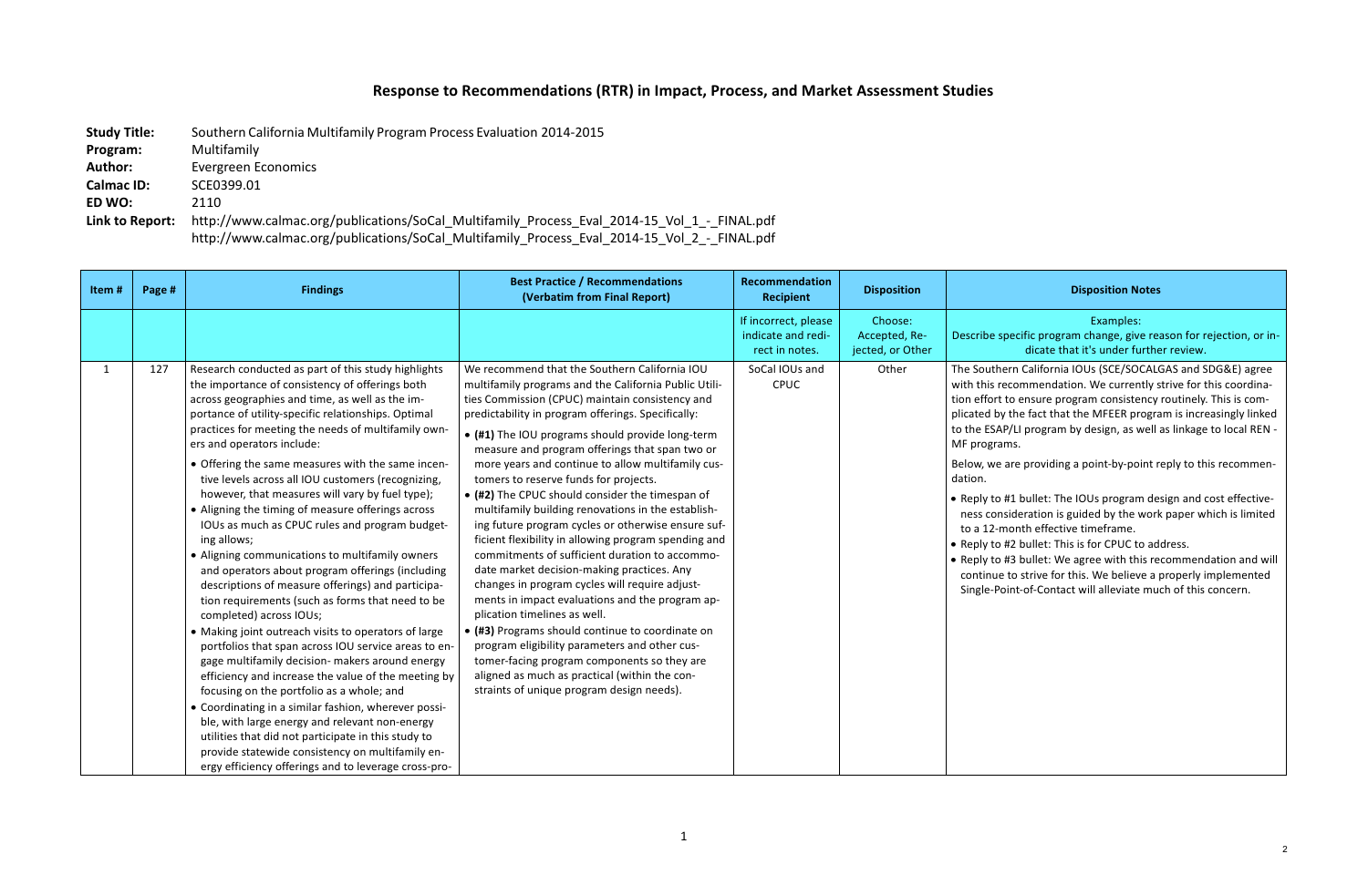# Response to Recommendations (RTR) in Impact, Process, and Market Assessment Studies

**Study Title:** Southern California Multifamily Program Process Evaluation 2014-2015
**Program:** Multifamily
**Author:** Evergreen Economics
**Calmac ID:** SCE0399.01
**ED WO:** 2110
**Link to Report:** http://www.calmac.org/publications/SoCal_Multifamily_Process_Eval_2014-15_Vol_1_-_FINAL.pdf
http://www.calmac.org/publications/SoCal_Multifamily_Process_Eval_2014-15_Vol_2_-_FINAL.pdf

| Item # | Page # | Findings | Best Practice / Recommendations (Verbatim from Final Report) | Recommendation Recipient | Disposition | Disposition Notes |
|---|---|---|---|---|---|---|
| | | | | If incorrect, please indicate and redirect in notes. | Choose: Accepted, Rejected, or Other | Examples: Describe specific program change, give reason for rejection, or indicate that it's under further review. |
| 1 | 127 | Research conducted as part of this study highlights the importance of consistency of offerings both across geographies and time, as well as the importance of utility-specific relationships. Optimal practices for meeting the needs of multifamily owners and operators include:<br>• Offering the same measures with the same incentive levels across all IOU customers (recognizing, however, that measures will vary by fuel type);<br>• Aligning the timing of measure offerings across IOUs as much as CPUC rules and program budgeting allows;<br>• Aligning communications to multifamily owners and operators about program offerings (including descriptions of measure offerings) and participation requirements (such as forms that need to be completed) across IOUs;<br>• Making joint outreach visits to operators of large portfolios that span across IOU service areas to engage multifamily decision- makers around energy efficiency and increase the value of the meeting by focusing on the portfolio as a whole; and<br>• Coordinating in a similar fashion, wherever possible, with large energy and relevant non-energy utilities that did not participate in this study to provide statewide consistency on multifamily energy efficiency offerings and to leverage cross-pro- | We recommend that the Southern California IOU multifamily programs and the California Public Utilities Commission (CPUC) maintain consistency and predictability in program offerings. Specifically:<br>• **(#1)** The IOU programs should provide long-term measure and program offerings that span two or more years and continue to allow multifamily customers to reserve funds for projects.<br>• **(#2)** The CPUC should consider the timespan of multifamily building renovations in the establishing future program cycles or otherwise ensure sufficient flexibility in allowing program spending and commitments of sufficient duration to accommodate market decision-making practices. Any changes in program cycles will require adjustments in impact evaluations and the program application timelines as well.<br>• **(#3)** Programs should continue to coordinate on program eligibility parameters and other customer-facing program components so they are aligned as much as practical (within the constraints of unique program design needs). | SoCal IOUs and CPUC | Other | The Southern California IOUs (SCE/SOCALGAS and SDG&E) agree with this recommendation. We currently strive for this coordination effort to ensure program consistency routinely. This is complicated by the fact that the MFEER program is increasingly linked to the ESAP/LI program by design, as well as linkage to local REN - MF programs.<br>Below, we are providing a point-by-point reply to this recommendation.<br>• Reply to #1 bullet: The IOUs program design and cost effectiveness consideration is guided by the work paper which is limited to a 12-month effective timeframe.<br>• Reply to #2 bullet: This is for CPUC to address.<br>• Reply to #3 bullet: We agree with this recommendation and will continue to strive for this. We believe a properly implemented Single-Point-of-Contact will alleviate much of this concern. |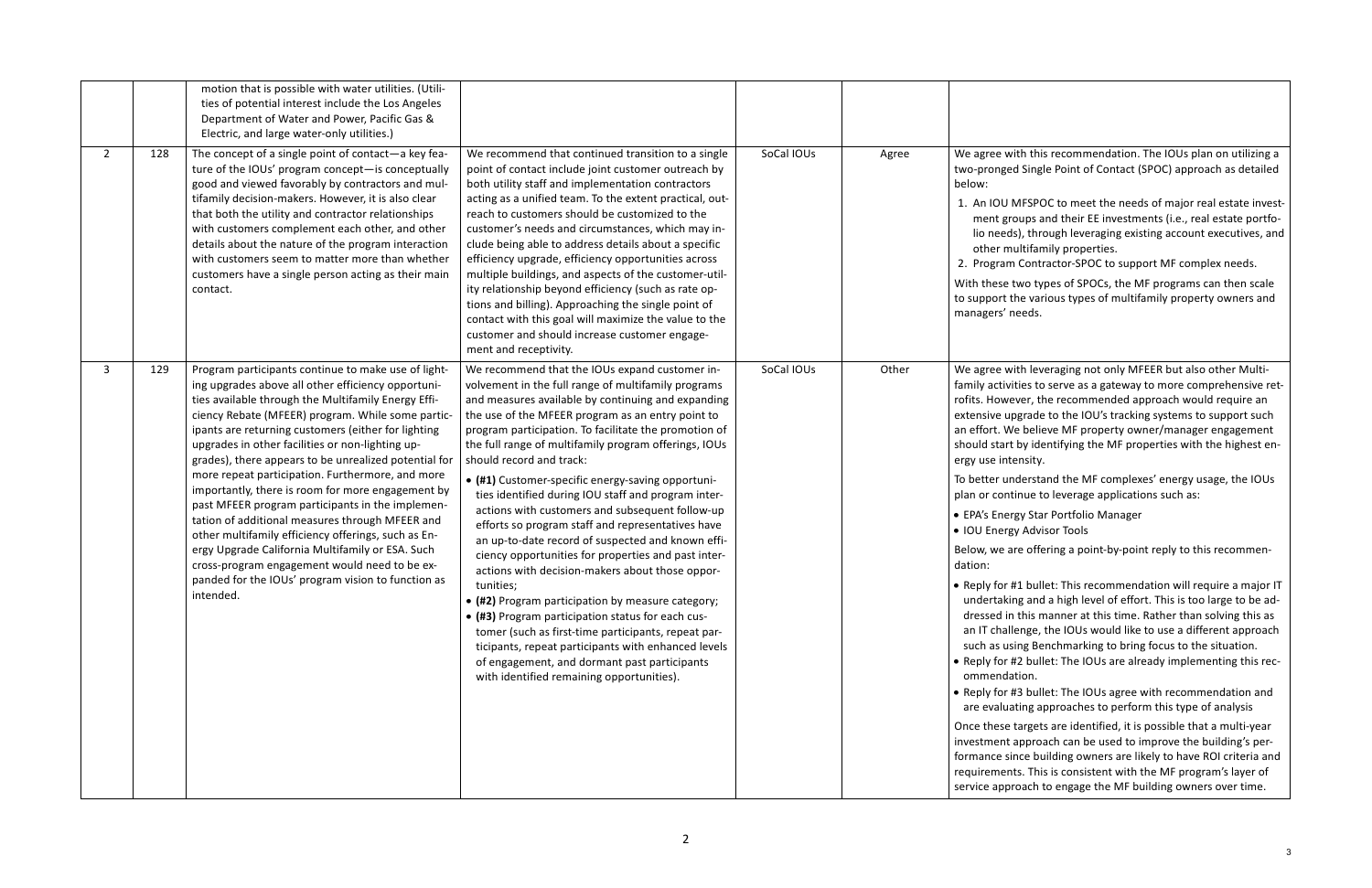|  |  |  |  |  |  |
|---|---|---|---|---|---|
|  |  | motion that is possible with water utilities. (Utilities of potential interest include the Los Angeles Department of Water and Power, Pacific Gas & Electric, and large water-only utilities.) |  |  |  |  |
| 2 | 128 | The concept of a single point of contact—a key feature of the IOUs' program concept—is conceptually good and viewed favorably by contractors and multifamily decision-makers. However, it is also clear that both the utility and contractor relationships with customers complement each other, and other details about the nature of the program interaction with customers seem to matter more than whether customers have a single person acting as their main contact. | We recommend that continued transition to a single point of contact include joint customer outreach by both utility staff and implementation contractors acting as a unified team. To the extent practical, outreach to customers should be customized to the customer's needs and circumstances, which may include being able to address details about a specific efficiency upgrade, efficiency opportunities across multiple buildings, and aspects of the customer-utility relationship beyond efficiency (such as rate options and billing). Approaching the single point of contact with this goal will maximize the value to the customer and should increase customer engagement and receptivity. | SoCal IOUs | Agree | We agree with this recommendation. The IOUs plan on utilizing a two-pronged Single Point of Contact (SPOC) approach as detailed below:<br>1. An IOU MFSPOC to meet the needs of major real estate investment groups and their EE investments (i.e., real estate portfolio needs), through leveraging existing account executives, and other multifamily properties.<br>2. Program Contractor-SPOC to support MF complex needs.<br>With these two types of SPOCs, the MF programs can then scale to support the various types of multifamily property owners and managers' needs. |
| 3 | 129 | Program participants continue to make use of lighting upgrades above all other efficiency opportunities available through the Multifamily Energy Efficiency Rebate (MFEER) program. While some participants are returning customers (either for lighting upgrades in other facilities or non-lighting upgrades), there appears to be unrealized potential for more repeat participation. Furthermore, and more importantly, there is room for more engagement by past MFEER program participants in the implementation of additional measures through MFEER and other multifamily efficiency offerings, such as Energy Upgrade California Multifamily or ESA. Such cross-program engagement would need to be expanded for the IOUs' program vision to function as intended. | We recommend that the IOUs expand customer involvement in the full range of multifamily programs and measures available by continuing and expanding the use of the MFEER program as an entry point to program participation. To facilitate the promotion of the full range of multifamily program offerings, IOUs should record and track:<br>• **(#1)** Customer-specific energy-saving opportunities identified during IOU staff and program interactions with customers and subsequent follow-up efforts so program staff and representatives have an up-to-date record of suspected and known efficiency opportunities for properties and past interactions with decision-makers about those opportunities;<br>• **(#2)** Program participation by measure category;<br>• **(#3)** Program participation status for each customer (such as first-time participants, repeat participants, repeat participants with enhanced levels of engagement, and dormant past participants with identified remaining opportunities). | SoCal IOUs | Other | We agree with leveraging not only MFEER but also other Multifamily activities to serve as a gateway to more comprehensive retrofits. However, the recommended approach would require an extensive upgrade to the IOU's tracking systems to support such an effort. We believe MF property owner/manager engagement should start by identifying the MF properties with the highest energy use intensity.<br>To better understand the MF complexes' energy usage, the IOUs plan or continue to leverage applications such as:<br>• EPA's Energy Star Portfolio Manager<br>• IOU Energy Advisor Tools<br>Below, we are offering a point-by-point reply to this recommendation:<br>• Reply for #1 bullet: This recommendation will require a major IT undertaking and a high level of effort. This is too large to be addressed in this manner at this time. Rather than solving this as an IT challenge, the IOUs would like to use a different approach such as using Benchmarking to bring focus to the situation.<br>• Reply for #2 bullet: The IOUs are already implementing this recommendation.<br>• Reply for #3 bullet: The IOUs agree with recommendation and are evaluating approaches to perform this type of analysis<br>Once these targets are identified, it is possible that a multi-year investment approach can be used to improve the building's performance since building owners are likely to have ROI criteria and requirements. This is consistent with the MF program's layer of service approach to engage the MF building owners over time. |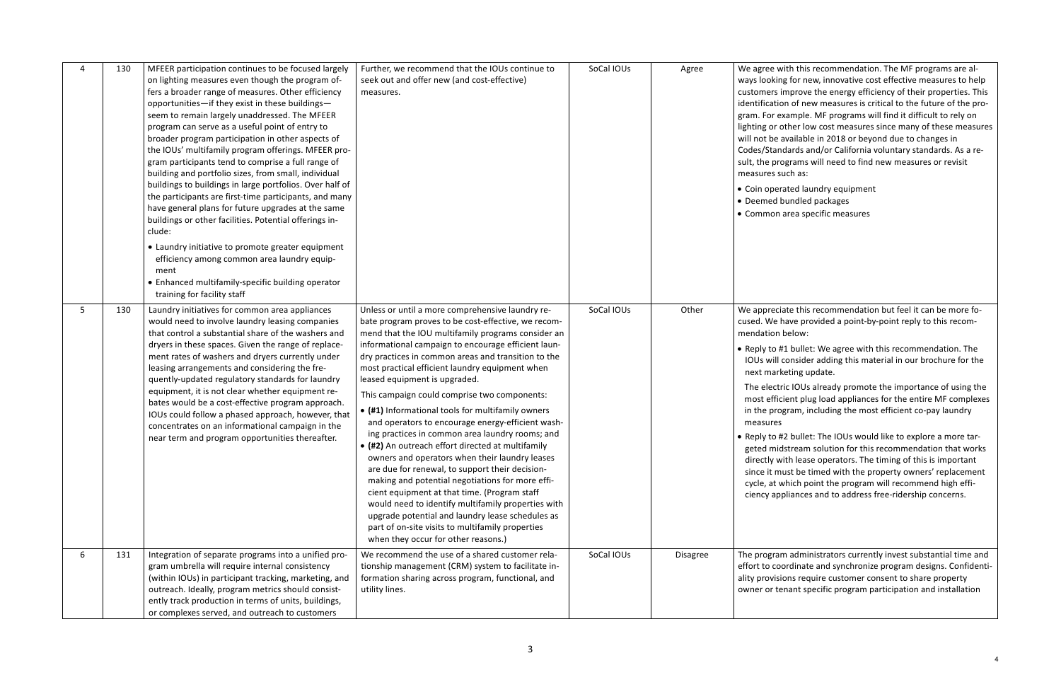| 4 | 130 | MFEER participation continues to be focused largely on lighting measures even though the program offers a broader range of measures. Other efficiency opportunities—if they exist in these buildings—seem to remain largely unaddressed. The MFEER program can serve as a useful point of entry to broader program participation in other aspects of the IOUs' multifamily program offerings. MFEER program participants tend to comprise a full range of building and portfolio sizes, from small, individual buildings to buildings in large portfolios. Over half of the participants are first-time participants, and many have general plans for future upgrades at the same buildings or other facilities. Potential offerings include:<br>• Laundry initiative to promote greater equipment efficiency among common area laundry equipment<br>• Enhanced multifamily-specific building operator training for facility staff | Further, we recommend that the IOUs continue to seek out and offer new (and cost-effective) measures. | SoCal IOUs | Agree | We agree with this recommendation. The MF programs are always looking for new, innovative cost effective measures to help customers improve the energy efficiency of their properties. This identification of new measures is critical to the future of the program. For example. MF programs will find it difficult to rely on lighting or other low cost measures since many of these measures will not be available in 2018 or beyond due to changes in Codes/Standards and/or California voluntary standards. As a result, the programs will need to find new measures or revisit measures such as:<br>• Coin operated laundry equipment<br>• Deemed bundled packages<br>• Common area specific measures |
|---|---|---|---|---|---|---|
| 5 | 130 | Laundry initiatives for common area appliances would need to involve laundry leasing companies that control a substantial share of the washers and dryers in these spaces. Given the range of replacement rates of washers and dryers currently under leasing arrangements and considering the frequently-updated regulatory standards for laundry equipment, it is not clear whether equipment rebates would be a cost-effective program approach. IOUs could follow a phased approach, however, that concentrates on an informational campaign in the near term and program opportunities thereafter. | Unless or until a more comprehensive laundry rebate program proves to be cost-effective, we recommend that the IOU multifamily programs consider an informational campaign to encourage efficient laundry practices in common areas and transition to the most practical efficient laundry equipment when leased equipment is upgraded.<br>This campaign could comprise two components:<br>• **(#1)** Informational tools for multifamily owners and operators to encourage energy-efficient washing practices in common area laundry rooms; and<br>• **(#2)** An outreach effort directed at multifamily owners and operators when their laundry leases are due for renewal, to support their decision-making and potential negotiations for more efficient equipment at that time. (Program staff would need to identify multifamily properties with upgrade potential and laundry lease schedules as part of on-site visits to multifamily properties when they occur for other reasons.) | SoCal IOUs | Other | We appreciate this recommendation but feel it can be more focused. We have provided a point-by-point reply to this recommendation below:<br>• Reply to #1 bullet: We agree with this recommendation. The IOUs will consider adding this material in our brochure for the next marketing update.<br>The electric IOUs already promote the importance of using the most efficient plug load appliances for the entire MF complexes in the program, including the most efficient co-pay laundry measures<br>• Reply to #2 bullet: The IOUs would like to explore a more targeted midstream solution for this recommendation that works directly with lease operators. The timing of this is important since it must be timed with the property owners' replacement cycle, at which point the program will recommend high efficiency appliances and to address free-ridership concerns. |
| 6 | 131 | Integration of separate programs into a unified program umbrella will require internal consistency (within IOUs) in participant tracking, marketing, and outreach. Ideally, program metrics should consistently track production in terms of units, buildings, or complexes served, and outreach to customers | We recommend the use of a shared customer relationship management (CRM) system to facilitate information sharing across program, functional, and utility lines. | SoCal IOUs | Disagree | The program administrators currently invest substantial time and effort to coordinate and synchronize program designs. Confidentiality provisions require customer consent to share property owner or tenant specific program participation and installation |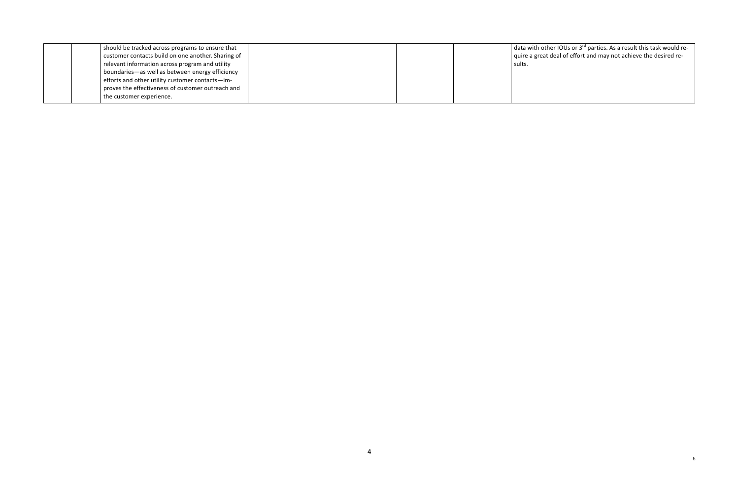| | | | | | | |
|---|---|---|---|---|---|---|
| | | should be tracked across programs to ensure that customer contacts build on one another. Sharing of relevant information across program and utility boundaries—as well as between energy efficiency efforts and other utility customer contacts—improves the effectiveness of customer outreach and the customer experience. | | | | data with other IOUs or 3rd parties. As a result this task would require a great deal of effort and may not achieve the desired results. |